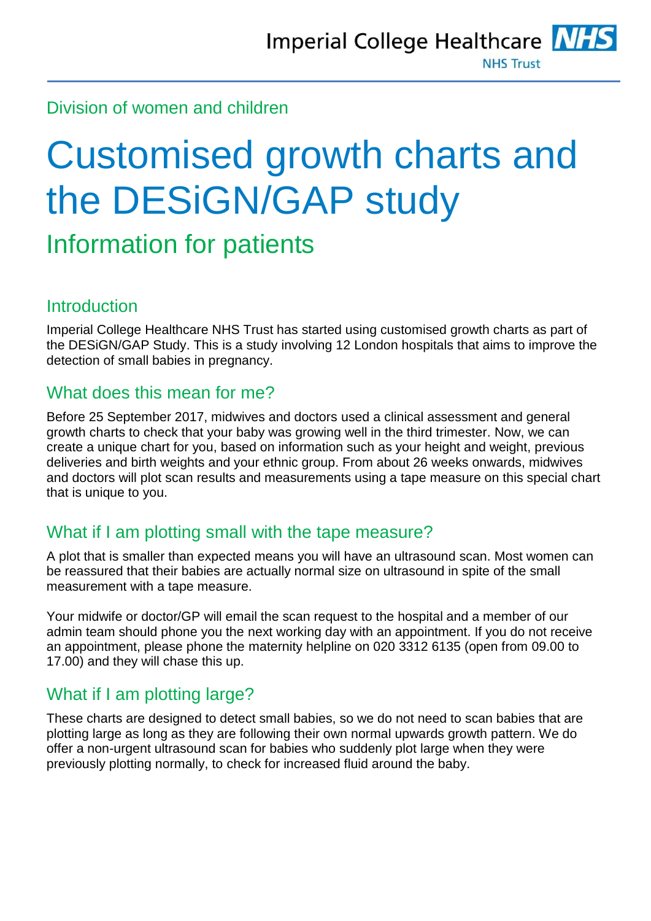Division of women and children

# Customised growth charts and the DESiGN/GAP study

## Information for patients

### Introduction

Imperial College Healthcare NHS Trust has started using customised growth charts as part of the DESiGN/GAP Study. This is a study involving 12 London hospitals that aims to improve the detection of small babies in pregnancy.

### What does this mean for me?

Before 25 September 2017, midwives and doctors used a clinical assessment and general growth charts to check that your baby was growing well in the third trimester. Now, we can create a unique chart for you, based on information such as your height and weight, previous deliveries and birth weights and your ethnic group. From about 26 weeks onwards, midwives and doctors will plot scan results and measurements using a tape measure on this special chart that is unique to you.

### What if I am plotting small with the tape measure?

A plot that is smaller than expected means you will have an ultrasound scan. Most women can be reassured that their babies are actually normal size on ultrasound in spite of the small measurement with a tape measure.

Your midwife or doctor/GP will email the scan request to the hospital and a member of our admin team should phone you the next working day with an appointment. If you do not receive an appointment, please phone the maternity helpline on 020 3312 6135 (open from 09.00 to 17.00) and they will chase this up.

### What if I am plotting large?

These charts are designed to detect small babies, so we do not need to scan babies that are plotting large as long as they are following their own normal upwards growth pattern. We do offer a non-urgent ultrasound scan for babies who suddenly plot large when they were previously plotting normally, to check for increased fluid around the baby.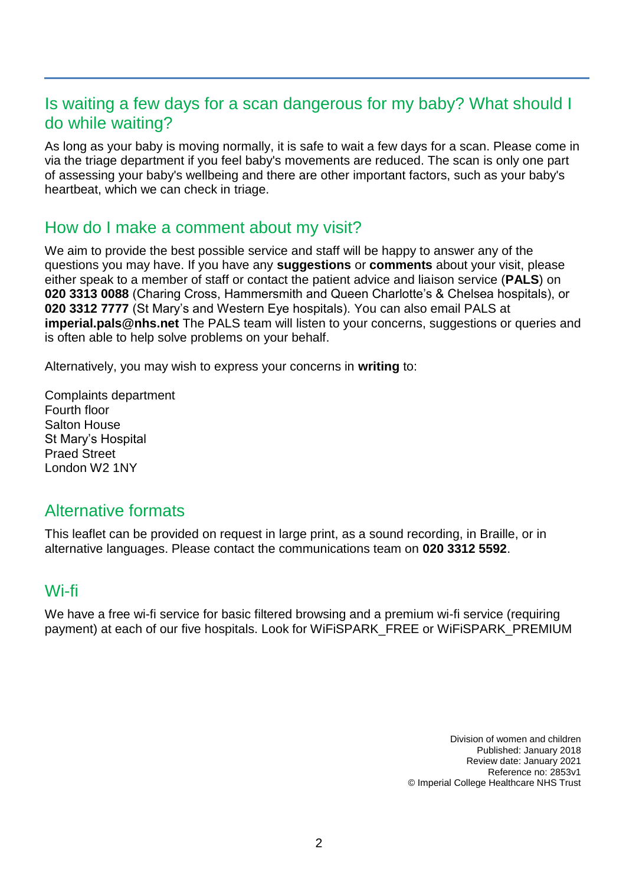## Is waiting a few days for a scan dangerous for my baby? What should I do while waiting?

As long as your baby is moving normally, it is safe to wait a few days for a scan. Please come in via the triage department if you feel baby's movements are reduced. The scan is only one part of assessing your baby's wellbeing and there are other important factors, such as your baby's heartbeat, which we can check in triage.

## How do I make a comment about my visit?

We aim to provide the best possible service and staff will be happy to answer any of the questions you may have. If you have any **suggestions** or **comments** about your visit, please either speak to a member of staff or contact the patient advice and liaison service (**PALS**) on **020 3313 0088** (Charing Cross, Hammersmith and Queen Charlotte's & Chelsea hospitals), or **020 3312 7777** (St Mary's and Western Eye hospitals). You can also email PALS at **imperial.pals@nhs.net** The PALS team will listen to your concerns, suggestions or queries and is often able to help solve problems on your behalf.

Alternatively, you may wish to express your concerns in **writing** to:

Complaints department
Fourth floor
Salton House
St Mary's Hospital
Praed Street
London W2 1NY

## Alternative formats

This leaflet can be provided on request in large print, as a sound recording, in Braille, or in alternative languages. Please contact the communications team on **020 3312 5592**.

## Wi-fi

We have a free wi-fi service for basic filtered browsing and a premium wi-fi service (requiring payment) at each of our five hospitals. Look for WiFiSPARK_FREE or WiFiSPARK_PREMIUM

Division of women and children
Published: January 2018
Review date: January 2021
Reference no: 2853v1
© Imperial College Healthcare NHS Trust